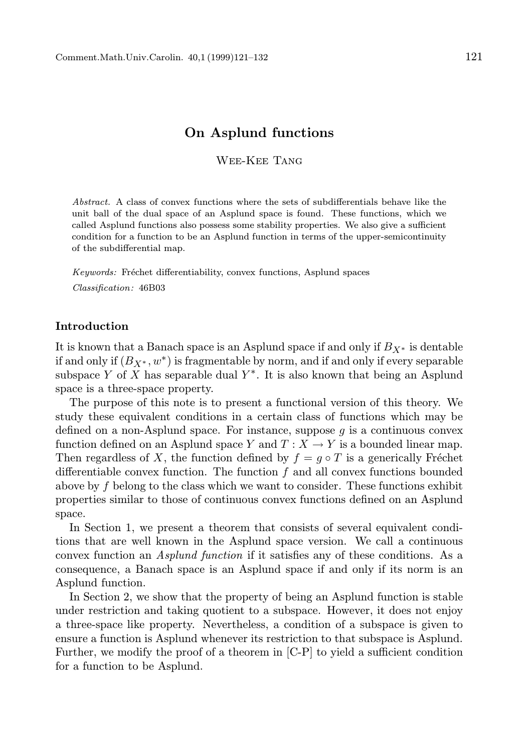# On Asplund functions

Wee-Kee Tang

*Abstract.* A class of convex functions where the sets of subdifferentials behave like the unit ball of the dual space of an Asplund space is found. These functions, which we called Asplund functions also possess some stability properties. We also give a sufficient condition for a function to be an Asplund function in terms of the upper-semicontinuity of the subdifferential map.

*Keywords:* Fréchet differentiability, convex functions, Asplund spaces

*Classification:* 46B03

## Introduction

It is known that a Banach space is an Asplund space if and only if $B_{X^*}$ is dentable if and only if $(B_{X^*}, w^*)$ is fragmentable by norm, and if and only if every separable subspace $Y$ of $X$ has separable dual $Y^*$. It is also known that being an Asplund space is a three-space property.

The purpose of this note is to present a functional version of this theory. We study these equivalent conditions in a certain class of functions which may be defined on a non-Asplund space. For instance, suppose $g$ is a continuous convex function defined on an Asplund space $Y$ and $T : X \to Y$ is a bounded linear map. Then regardless of $X$, the function defined by $f = g \circ T$ is a generically Fréchet differentiable convex function. The function $f$ and all convex functions bounded above by $f$ belong to the class which we want to consider. These functions exhibit properties similar to those of continuous convex functions defined on an Asplund space.

In Section 1, we present a theorem that consists of several equivalent conditions that are well known in the Asplund space version. We call a continuous convex function an *Asplund function* if it satisfies any of these conditions. As a consequence, a Banach space is an Asplund space if and only if its norm is an Asplund function.

In Section 2, we show that the property of being an Asplund function is stable under restriction and taking quotient to a subspace. However, it does not enjoy a three-space like property. Nevertheless, a condition of a subspace is given to ensure a function is Asplund whenever its restriction to that subspace is Asplund. Further, we modify the proof of a theorem in [C-P] to yield a sufficient condition for a function to be Asplund.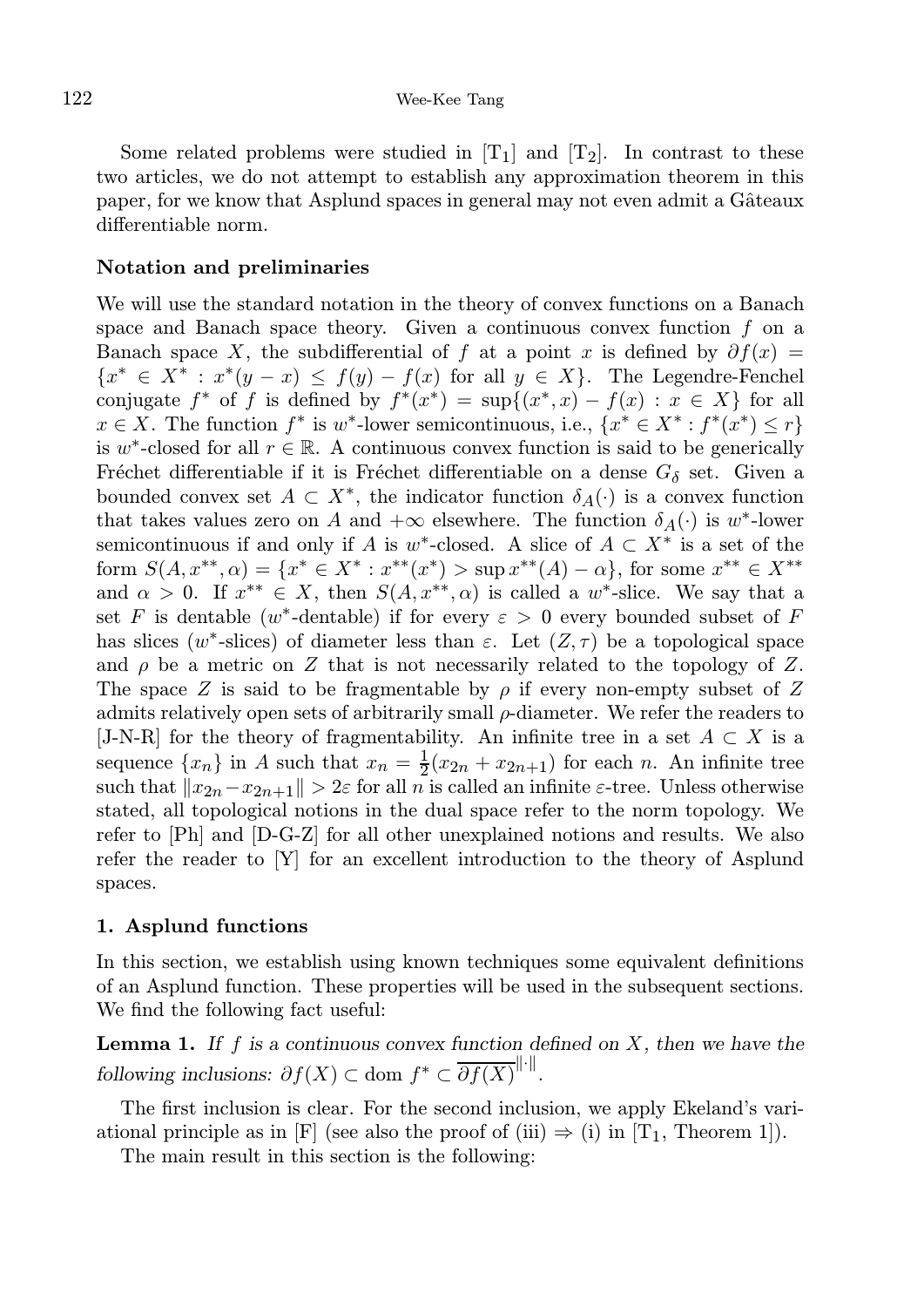Some related problems were studied in [T$_1$] and [T$_2$]. In contrast to these two articles, we do not attempt to establish any approximation theorem in this paper, for we know that Asplund spaces in general may not even admit a Gâteaux differentiable norm.

### Notation and preliminaries

We will use the standard notation in the theory of convex functions on a Banach space and Banach space theory. Given a continuous convex function $f$ on a Banach space $X$, the subdifferential of $f$ at a point $x$ is defined by $\partial f(x) = \{x^* \in X^* : x^*(y - x) \leq f(y) - f(x) \text{ for all } y \in X\}$. The Legendre-Fenchel conjugate $f^*$ of $f$ is defined by $f^*(x^*) = \sup\{(x^*, x) - f(x) : x \in X\}$ for all $x \in X$. The function $f^*$ is $w^*$-lower semicontinuous, i.e., $\{x^* \in X^* : f^*(x^*) \leq r\}$ is $w^*$-closed for all $r \in \mathbb{R}$. A continuous convex function is said to be generically Fréchet differentiable if it is Fréchet differentiable on a dense $G_\delta$ set. Given a bounded convex set $A \subset X^*$, the indicator function $\delta_A(\cdot)$ is a convex function that takes values zero on $A$ and $+\infty$ elsewhere. The function $\delta_A(\cdot)$ is $w^*$-lower semicontinuous if and only if $A$ is $w^*$-closed. A slice of $A \subset X^*$ is a set of the form $S(A, x^{**}, \alpha) = \{x^* \in X^* : x^{**}(x^*) > \sup x^{**}(A) - \alpha\}$, for some $x^{**} \in X^{**}$ and $\alpha > 0$. If $x^{**} \in X$, then $S(A, x^{**}, \alpha)$ is called a $w^*$-slice. We say that a set $F$ is dentable ($w^*$-dentable) if for every $\varepsilon > 0$ every bounded subset of $F$ has slices ($w^*$-slices) of diameter less than $\varepsilon$. Let $(Z, \tau)$ be a topological space and $\rho$ be a metric on $Z$ that is not necessarily related to the topology of $Z$. The space $Z$ is said to be fragmentable by $\rho$ if every non-empty subset of $Z$ admits relatively open sets of arbitrarily small $\rho$-diameter. We refer the readers to [J-N-R] for the theory of fragmentability. An infinite tree in a set $A \subset X$ is a sequence $\{x_n\}$ in $A$ such that $x_n = \frac{1}{2}(x_{2n} + x_{2n+1})$ for each $n$. An infinite tree such that $\|x_{2n} - x_{2n+1}\| > 2\varepsilon$ for all $n$ is called an infinite $\varepsilon$-tree. Unless otherwise stated, all topological notions in the dual space refer to the norm topology. We refer to [Ph] and [D-G-Z] for all other unexplained notions and results. We also refer the reader to [Y] for an excellent introduction to the theory of Asplund spaces.

### 1. Asplund functions

In this section, we establish using known techniques some equivalent definitions of an Asplund function. These properties will be used in the subsequent sections. We find the following fact useful:

**Lemma 1.** *If $f$ is a continuous convex function defined on $X$, then we have the following inclusions: $\partial f(X) \subset \operatorname{dom} f^* \subset \overline{\partial f(X)}^{\|\cdot\|}$.*

The first inclusion is clear. For the second inclusion, we apply Ekeland's variational principle as in [F] (see also the proof of (iii) $\Rightarrow$ (i) in [T$_1$, Theorem 1]).

The main result in this section is the following: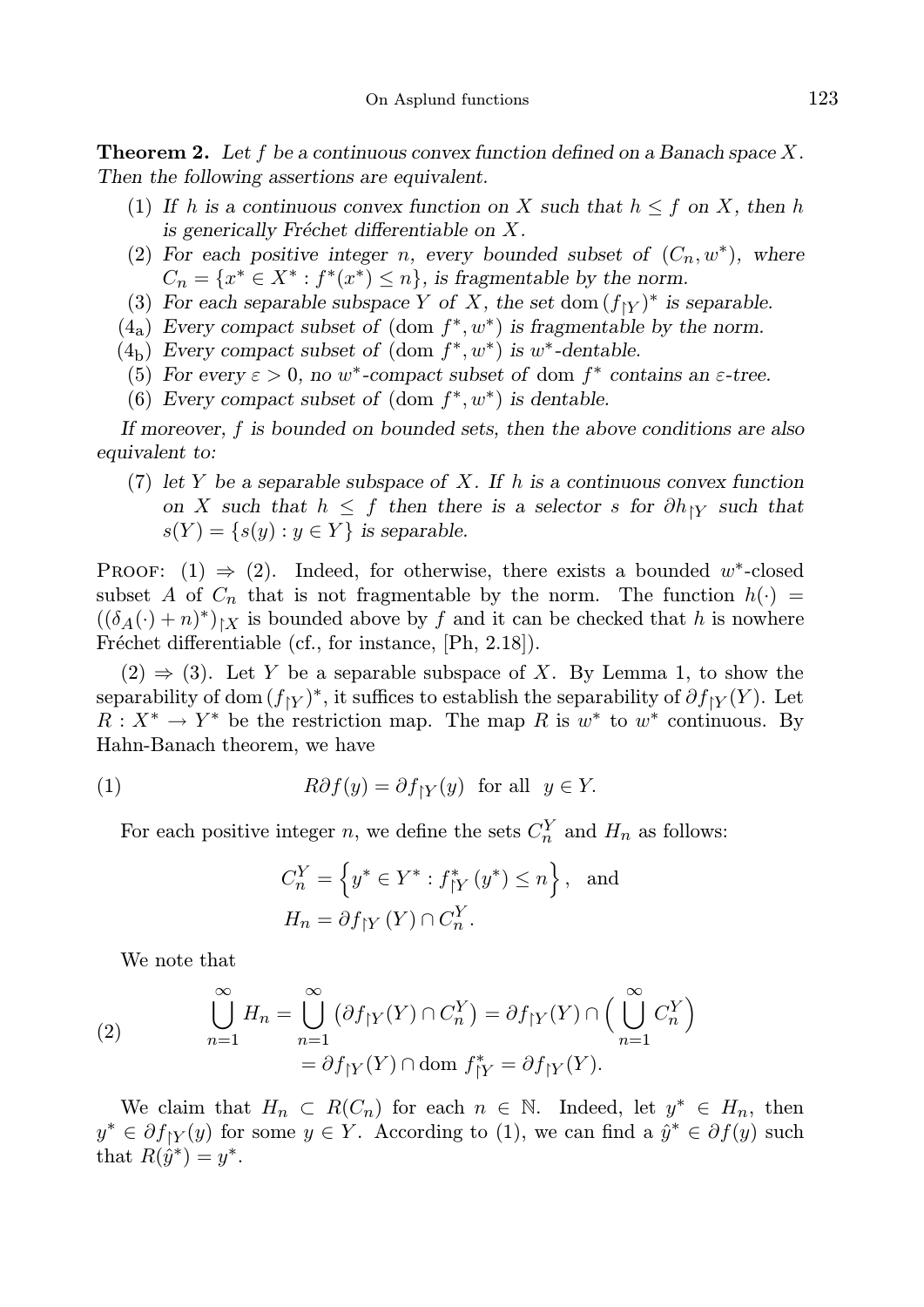**Theorem 2.** *Let $f$ be a continuous convex function defined on a Banach space $X$. Then the following assertions are equivalent.*

1. *If $h$ is a continuous convex function on $X$ such that $h \leq f$ on $X$, then $h$ is generically Fréchet differentiable on $X$.*
2. *For each positive integer $n$, every bounded subset of $(C_n, w^*)$, where $C_n = \{x^* \in X^* : f^*(x^*) \leq n\}$, is fragmentable by the norm.*
3. *For each separable subspace $Y$ of $X$, the set $\operatorname{dom}(f_{\restriction Y})^*$ is separable.*

($4_a$) *Every compact subset of $(\operatorname{dom} f^*, w^*)$ is fragmentable by the norm.*

($4_b$) *Every compact subset of $(\operatorname{dom} f^*, w^*)$ is $w^*$-dentable.*

(5) *For every $\varepsilon > 0$, no $w^*$-compact subset of $\operatorname{dom} f^*$ contains an $\varepsilon$-tree.*

(6) *Every compact subset of $(\operatorname{dom} f^*, w^*)$ is dentable.*

*If moreover, $f$ is bounded on bounded sets, then the above conditions are also equivalent to:*

(7) *let $Y$ be a separable subspace of $X$. If $h$ is a continuous convex function on $X$ such that $h \leq f$ then there is a selector $s$ for $\partial h_{\restriction Y}$ such that $s(Y) = \{s(y) : y \in Y\}$ is separable.*

Proof: (1) $\Rightarrow$ (2). Indeed, for otherwise, there exists a bounded $w^*$-closed subset $A$ of $C_n$ that is not fragmentable by the norm. The function $h(\cdot) = ((\delta_A(\cdot) + n)^*)_{\restriction X}$ is bounded above by $f$ and it can be checked that $h$ is nowhere Fréchet differentiable (cf., for instance, [Ph, 2.18]).

(2) $\Rightarrow$ (3). Let $Y$ be a separable subspace of $X$. By Lemma 1, to show the separability of $\operatorname{dom}(f_{\restriction Y})^*$, it suffices to establish the separability of $\partial f_{\restriction Y}(Y)$. Let $R : X^* \to Y^*$ be the restriction map. The map $R$ is $w^*$ to $w^*$ continuous. By Hahn-Banach theorem, we have

$$R\partial f(y) = \partial f_{\restriction Y}(y) \quad \text{for all} \quad y \in Y. \tag{1}$$

For each positive integer $n$, we define the sets $C_n^Y$ and $H_n$ as follows:

$$C_n^Y = \left\{ y^* \in Y^* : f^*_{\restriction Y}(y^*) \leq n \right\}, \quad \text{and}$$
$$H_n = \partial f_{\restriction Y}(Y) \cap C_n^Y.$$

We note that

$$\begin{aligned} \bigcup_{n=1}^{\infty} H_n &= \bigcup_{n=1}^{\infty} \left( \partial f_{\restriction Y}(Y) \cap C_n^Y \right) = \partial f_{\restriction Y}(Y) \cap \Big( \bigcup_{n=1}^{\infty} C_n^Y \Big) \\ &= \partial f_{\restriction Y}(Y) \cap \operatorname{dom} f^*_{\restriction Y} = \partial f_{\restriction Y}(Y). \end{aligned} \tag{2}$$

We claim that $H_n \subset R(C_n)$ for each $n \in \mathbb{N}$. Indeed, let $y^* \in H_n$, then $y^* \in \partial f_{\restriction Y}(y)$ for some $y \in Y$. According to (1), we can find a $\hat{y}^* \in \partial f(y)$ such that $R(\hat{y}^*) = y^*$.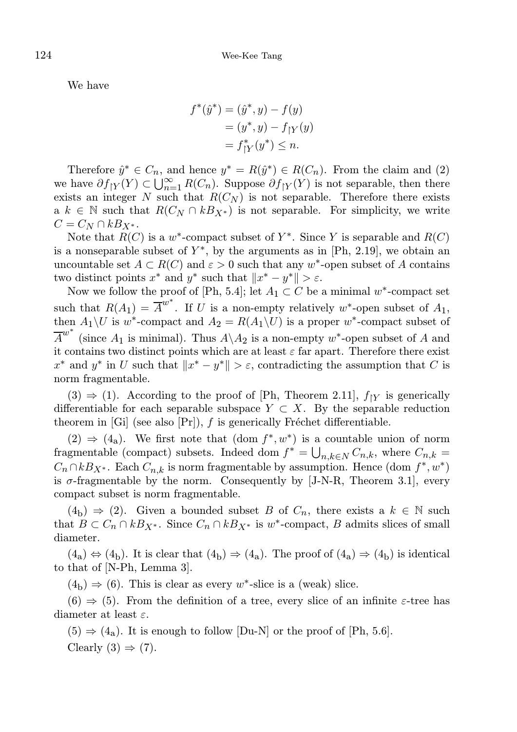We have

$$
\begin{aligned}
f^*(\hat{y}^*) &= (\hat{y}^*, y) - f(y) \\
&= (y^*, y) - f_{\restriction Y}(y) \\
&= f^*_{\restriction Y}(y^*) \le n.
\end{aligned}
$$

Therefore $\hat{y}^* \in C_n$, and hence $y^* = R(\hat{y}^*) \in R(C_n)$. From the claim and (2) we have $\partial f_{\restriction Y}(Y) \subset \bigcup_{n=1}^{\infty} R(C_n)$. Suppose $\partial f_{\restriction Y}(Y)$ is not separable, then there exists an integer $N$ such that $R(C_N)$ is not separable. Therefore there exists a $k \in \mathbb{N}$ such that $R(C_N \cap kB_{X^*})$ is not separable. For simplicity, we write $C = C_N \cap kB_{X^*}$.

Note that $R(C)$ is a $w^*$-compact subset of $Y^*$. Since $Y$ is separable and $R(C)$ is a nonseparable subset of $Y^*$, by the arguments as in [Ph, 2.19], we obtain an uncountable set $A \subset R(C)$ and $\varepsilon > 0$ such that any $w^*$-open subset of $A$ contains two distinct points $x^*$ and $y^*$ such that $\|x^* - y^*\| > \varepsilon$.

Now we follow the proof of [Ph, 5.4]; let $A_1 \subset C$ be a minimal $w^*$-compact set such that $R(A_1) = \overline{A}^{w^*}$. If $U$ is a non-empty relatively $w^*$-open subset of $A_1$, then $A_1 \backslash U$ is $w^*$-compact and $A_2 = R(A_1 \backslash U)$ is a proper $w^*$-compact subset of $\overline{A}^{w^*}$ (since $A_1$ is minimal). Thus $A \backslash A_2$ is a non-empty $w^*$-open subset of $A$ and it contains two distinct points which are at least $\varepsilon$ far apart. Therefore there exist $x^*$ and $y^*$ in $U$ such that $\|x^* - y^*\| > \varepsilon$, contradicting the assumption that $C$ is norm fragmentable.

(3) $\Rightarrow$ (1). According to the proof of [Ph, Theorem 2.11], $f_{\restriction Y}$ is generically differentiable for each separable subspace $Y \subset X$. By the separable reduction theorem in [Gi] (see also [Pr]), $f$ is generically Fréchet differentiable.

(2) $\Rightarrow$ ($4_{\mathrm{a}}$). We first note that (dom $f^*, w^*$) is a countable union of norm fragmentable (compact) subsets. Indeed dom $f^* = \bigcup_{n,k \in N} C_{n,k}$, where $C_{n,k} = C_n \cap kB_{X^*}$. Each $C_{n,k}$ is norm fragmentable by assumption. Hence (dom $f^*, w^*$) is $\sigma$-fragmentable by the norm. Consequently by [J-N-R, Theorem 3.1], every compact subset is norm fragmentable.

($4_{\mathrm{b}}$) $\Rightarrow$ (2). Given a bounded subset $B$ of $C_n$, there exists a $k \in \mathbb{N}$ such that $B \subset C_n \cap kB_{X^*}$. Since $C_n \cap kB_{X^*}$ is $w^*$-compact, $B$ admits slices of small diameter.

($4_{\mathrm{a}}$) $\Leftrightarrow$ ($4_{\mathrm{b}}$). It is clear that ($4_{\mathrm{b}}$) $\Rightarrow$ ($4_{\mathrm{a}}$). The proof of ($4_{\mathrm{a}}$) $\Rightarrow$ ($4_{\mathrm{b}}$) is identical to that of [N-Ph, Lemma 3].

($4_{\mathrm{b}}$) $\Rightarrow$ (6). This is clear as every $w^*$-slice is a (weak) slice.

(6) $\Rightarrow$ (5). From the definition of a tree, every slice of an infinite $\varepsilon$-tree has diameter at least $\varepsilon$.

(5) $\Rightarrow$ ($4_{\mathrm{a}}$). It is enough to follow [Du-N] or the proof of [Ph, 5.6].

Clearly (3) $\Rightarrow$ (7).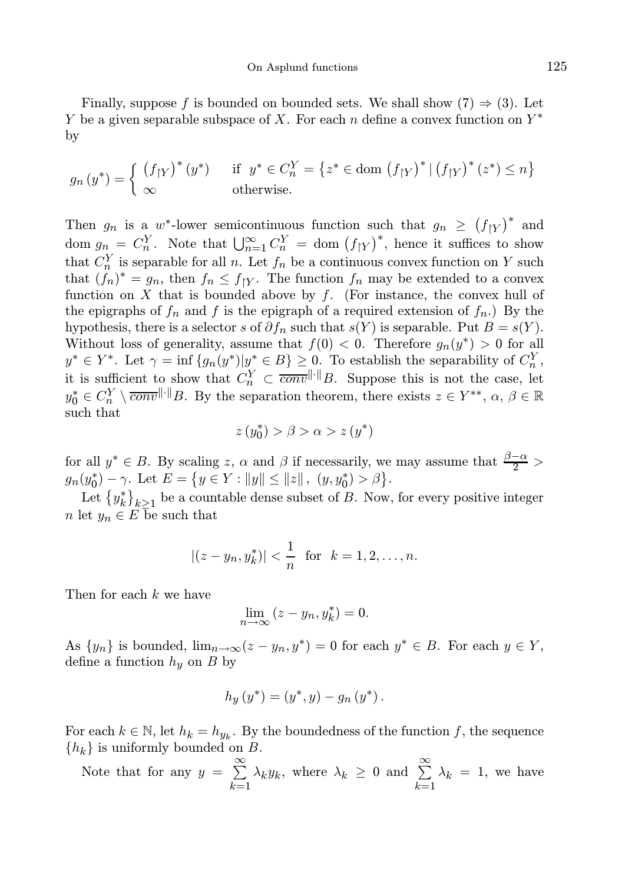Finally, suppose $f$ is bounded on bounded sets. We shall show (7) $\Rightarrow$ (3). Let $Y$ be a given separable subspace of $X$. For each $n$ define a convex function on $Y^*$ by

$$g_n(y^*) = \begin{cases} (f_{\restriction Y})^*(y^*) & \text{if } y^* \in C_n^Y = \{z^* \in \operatorname{dom}(f_{\restriction Y})^* \mid (f_{\restriction Y})^*(z^*) \le n\} \\ \infty & \text{otherwise.} \end{cases}$$

Then $g_n$ is a $w^*$-lower semicontinuous function such that $g_n \ge (f_{\restriction Y})^*$ and $\operatorname{dom} g_n = C_n^Y$. Note that $\bigcup_{n=1}^{\infty} C_n^Y = \operatorname{dom}(f_{\restriction Y})^*$, hence it suffices to show that $C_n^Y$ is separable for all $n$. Let $f_n$ be a continuous convex function on $Y$ such that $(f_n)^* = g_n$, then $f_n \le f_{\restriction Y}$. The function $f_n$ may be extended to a convex function on $X$ that is bounded above by $f$. (For instance, the convex hull of the epigraphs of $f_n$ and $f$ is the epigraph of a required extension of $f_n$.) By the hypothesis, there is a selector $s$ of $\partial f_n$ such that $s(Y)$ is separable. Put $B = s(Y)$. Without loss of generality, assume that $f(0) < 0$. Therefore $g_n(y^*) > 0$ for all $y^* \in Y^*$. Let $\gamma = \inf\{g_n(y^*) | y^* \in B\} \ge 0$. To establish the separability of $C_n^Y$, it is sufficient to show that $C_n^Y \subset \overline{conv}^{\|\cdot\|} B$. Suppose this is not the case, let $y_0^* \in C_n^Y \setminus \overline{conv}^{\|\cdot\|} B$. By the separation theorem, there exists $z \in Y^{**}$, $\alpha, \beta \in \mathbb{R}$ such that

$$z(y_0^*) > \beta > \alpha > z(y^*)$$

for all $y^* \in B$. By scaling $z$, $\alpha$ and $\beta$ if necessarily, we may assume that $\frac{\beta - \alpha}{2} > g_n(y_0^*) - \gamma$. Let $E = \{y \in Y : \|y\| \le \|z\|, \ (y, y_0^*) > \beta\}$.

Let $\{y_k^*\}_{k \ge 1}$ be a countable dense subset of $B$. Now, for every positive integer $n$ let $y_n \in E$ be such that

$$|(z - y_n, y_k^*)| < \frac{1}{n} \quad \text{for} \quad k = 1, 2, \ldots, n.$$

Then for each $k$ we have

$$\lim_{n \to \infty} (z - y_n, y_k^*) = 0.$$

As $\{y_n\}$ is bounded, $\lim_{n \to \infty} (z - y_n, y^*) = 0$ for each $y^* \in B$. For each $y \in Y$, define a function $h_y$ on $B$ by

$$h_y(y^*) = (y^*, y) - g_n(y^*).$$

For each $k \in \mathbb{N}$, let $h_k = h_{y_k}$. By the boundedness of the function $f$, the sequence $\{h_k\}$ is uniformly bounded on $B$.

Note that for any $y = \sum_{k=1}^{\infty} \lambda_k y_k$, where $\lambda_k \ge 0$ and $\sum_{k=1}^{\infty} \lambda_k = 1$, we have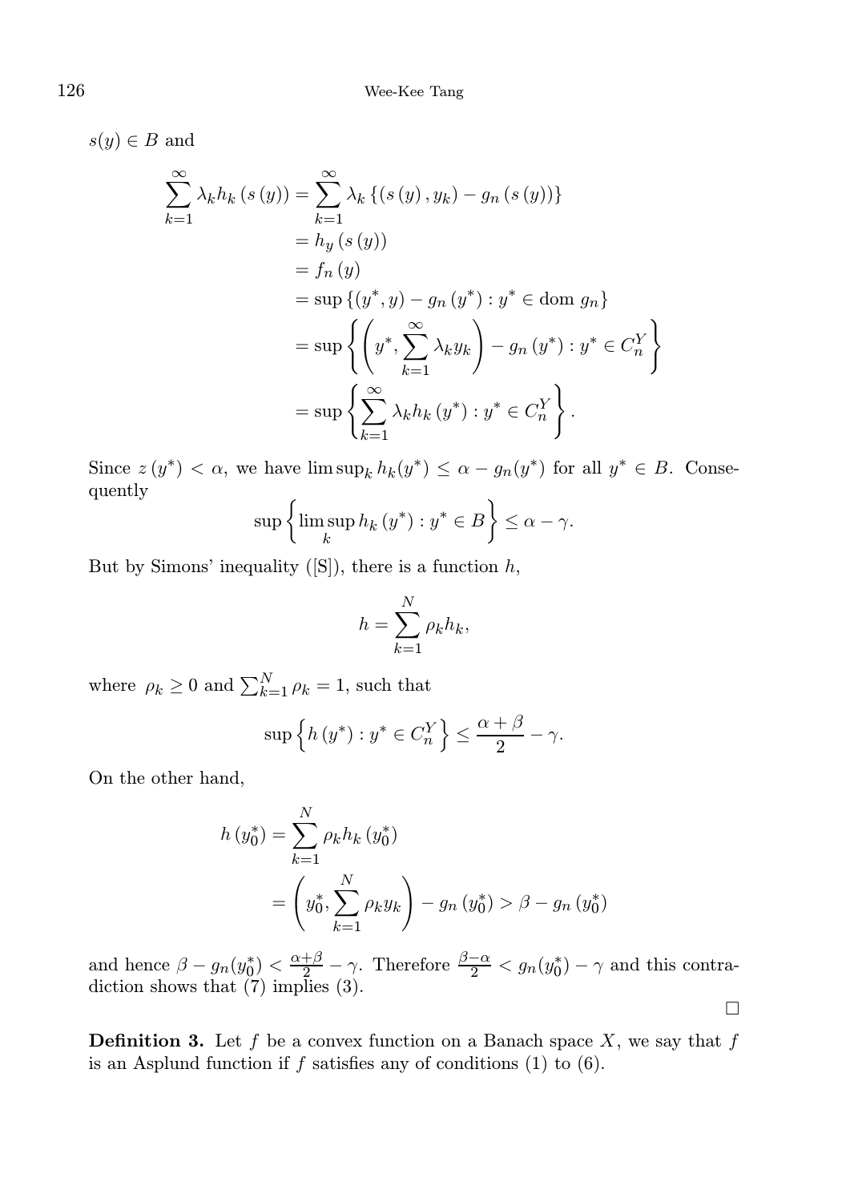$s(y) \in B$ and

$$
\begin{aligned}
\sum_{k=1}^{\infty} \lambda_k h_k \left(s\left(y\right)\right) &= \sum_{k=1}^{\infty} \lambda_k \left\{\left(s\left(y\right), y_k\right) - g_n\left(s\left(y\right)\right)\right\} \\
&= h_y\left(s\left(y\right)\right) \\
&= f_n\left(y\right) \\
&= \sup\left\{\left(y^*, y\right) - g_n\left(y^*\right) : y^* \in \operatorname{dom} g_n\right\} \\
&= \sup\left\{\left(y^*, \sum_{k=1}^{\infty} \lambda_k y_k\right) - g_n\left(y^*\right) : y^* \in C_n^Y\right\} \\
&= \sup\left\{\sum_{k=1}^{\infty} \lambda_k h_k\left(y^*\right) : y^* \in C_n^Y\right\}.
\end{aligned}
$$

Since $z\left(y^*\right) < \alpha$, we have $\limsup_k h_k(y^*) \leq \alpha - g_n(y^*)$ for all $y^* \in B$. Consequently

$$
\sup\left\{\limsup_k h_k\left(y^*\right) : y^* \in B\right\} \leq \alpha - \gamma.
$$

But by Simons' inequality ([S]), there is a function $h$,

$$
h = \sum_{k=1}^{N} \rho_k h_k,
$$

where $\rho_k \geq 0$ and $\sum_{k=1}^{N} \rho_k = 1$, such that

$$
\sup\left\{h\left(y^*\right) : y^* \in C_n^Y\right\} \leq \frac{\alpha + \beta}{2} - \gamma.
$$

On the other hand,

$$
\begin{aligned}
h\left(y_0^*\right) &= \sum_{k=1}^{N} \rho_k h_k\left(y_0^*\right) \\
&= \left(y_0^*, \sum_{k=1}^{N} \rho_k y_k\right) - g_n\left(y_0^*\right) > \beta - g_n\left(y_0^*\right)
\end{aligned}
$$

and hence $\beta - g_n(y_0^*) < \frac{\alpha+\beta}{2} - \gamma$. Therefore $\frac{\beta-\alpha}{2} < g_n(y_0^*) - \gamma$ and this contradiction shows that (7) implies (3).

□

**Definition 3.** Let $f$ be a convex function on a Banach space $X$, we say that $f$ is an Asplund function if $f$ satisfies any of conditions (1) to (6).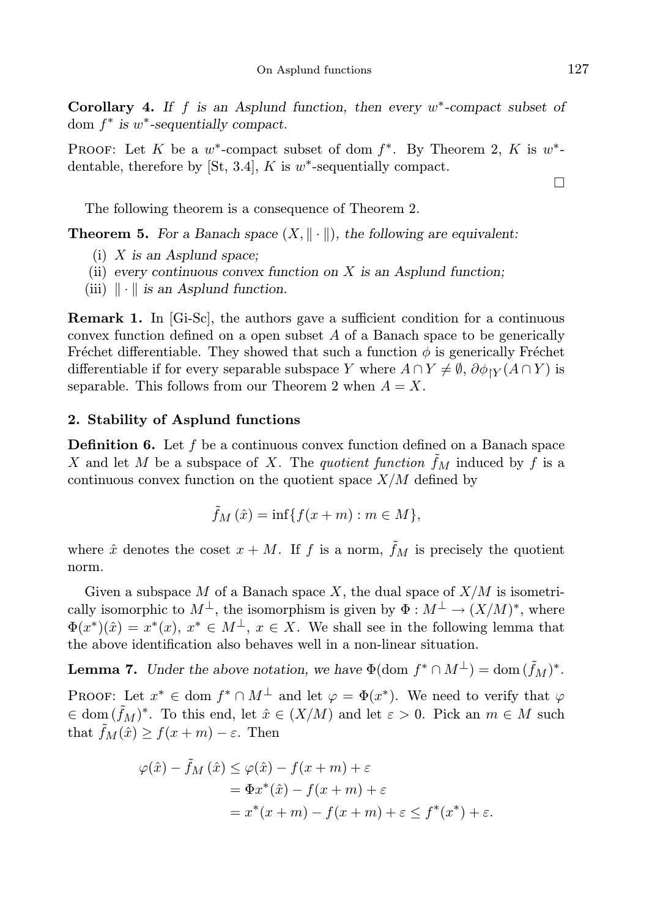**Corollary 4.** *If $f$ is an Asplund function, then every $w^*$-compact subset of* $\operatorname{dom} f^*$ *is $w^*$-sequentially compact.*

Proof: Let $K$ be a $w^*$-compact subset of $\operatorname{dom} f^*$. By Theorem 2, $K$ is $w^*$-dentable, therefore by [St, 3.4], $K$ is $w^*$-sequentially compact. □

The following theorem is a consequence of Theorem 2.

**Theorem 5.** *For a Banach space $(X, \|\cdot\|)$, the following are equivalent:*

(i) *$X$ is an Asplund space;*
(ii) *every continuous convex function on $X$ is an Asplund function;*
(iii) *$\|\cdot\|$ is an Asplund function.*

**Remark 1.** In [Gi-Sc], the authors gave a sufficient condition for a continuous convex function defined on a open subset $A$ of a Banach space to be generically Fréchet differentiable. They showed that such a function $\phi$ is generically Fréchet differentiable if for every separable subspace $Y$ where $A \cap Y \neq \emptyset$, $\partial \phi_{\restriction Y}(A \cap Y)$ is separable. This follows from our Theorem 2 when $A = X$.

## 2. Stability of Asplund functions

**Definition 6.** Let $f$ be a continuous convex function defined on a Banach space $X$ and let $M$ be a subspace of $X$. The *quotient function* $\tilde{f}_M$ induced by $f$ is a continuous convex function on the quotient space $X/M$ defined by

$$\tilde{f}_M(\hat{x}) = \inf\{f(x+m) : m \in M\},$$

where $\hat{x}$ denotes the coset $x + M$. If $f$ is a norm, $\tilde{f}_M$ is precisely the quotient norm.

Given a subspace $M$ of a Banach space $X$, the dual space of $X/M$ is isometrically isomorphic to $M^\perp$, the isomorphism is given by $\Phi : M^\perp \to (X/M)^*$, where $\Phi(x^*)(\hat{x}) = x^*(x)$, $x^* \in M^\perp$, $x \in X$. We shall see in the following lemma that the above identification also behaves well in a non-linear situation.

**Lemma 7.** *Under the above notation, we have* $\Phi(\operatorname{dom} f^* \cap M^\perp) = \operatorname{dom}(\tilde{f}_M)^*$.

Proof: Let $x^* \in \operatorname{dom} f^* \cap M^\perp$ and let $\varphi = \Phi(x^*)$. We need to verify that $\varphi \in \operatorname{dom}(\tilde{f}_M)^*$. To this end, let $\hat{x} \in (X/M)$ and let $\varepsilon > 0$. Pick an $m \in M$ such that $\tilde{f}_M(\hat{x}) \geq f(x+m) - \varepsilon$. Then

$$\begin{aligned}
\varphi(\hat{x}) - \tilde{f}_M(\hat{x}) &\leq \varphi(\hat{x}) - f(x+m) + \varepsilon \\
&= \Phi x^*(\hat{x}) - f(x+m) + \varepsilon \\
&= x^*(x+m) - f(x+m) + \varepsilon \leq f^*(x^*) + \varepsilon.
\end{aligned}$$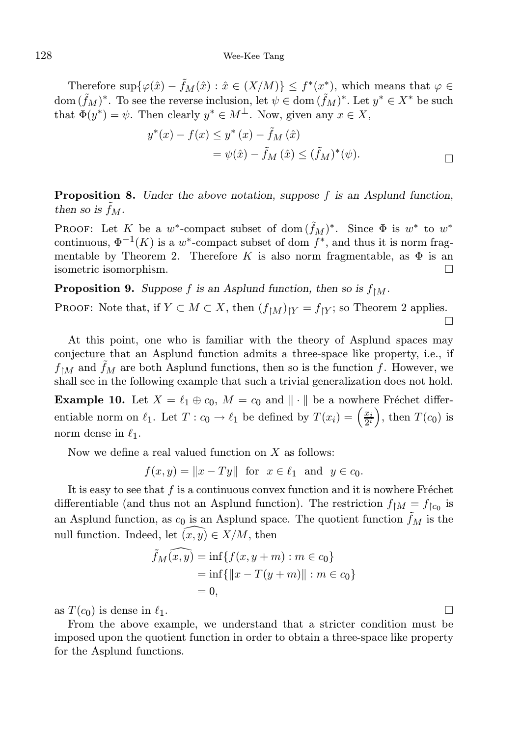Therefore $\sup\{\varphi(\hat{x}) - \tilde{f}_M(\hat{x}) : \hat{x} \in (X/M)\} \leq f^*(x^*)$, which means that $\varphi \in \operatorname{dom}(\tilde{f}_M)^*$. To see the reverse inclusion, let $\psi \in \operatorname{dom}(\tilde{f}_M)^*$. Let $y^* \in X^*$ be such that $\Phi(y^*) = \psi$. Then clearly $y^* \in M^{\perp}$. Now, given any $x \in X$,

$$
\begin{aligned}
y^*(x) - f(x) &\leq y^*(x) - \tilde{f}_M(\hat{x}) \\
&= \psi(\hat{x}) - \tilde{f}_M(\hat{x}) \leq (\tilde{f}_M)^*(\psi).
\end{aligned}
$$

□

**Proposition 8.** *Under the above notation, suppose $f$ is an Asplund function, then so is $\tilde{f}_M$.*

Proof: Let $K$ be a $w^*$-compact subset of $\operatorname{dom}(\tilde{f}_M)^*$. Since $\Phi$ is $w^*$ to $w^*$ continuous, $\Phi^{-1}(K)$ is a $w^*$-compact subset of dom $f^*$, and thus it is norm fragmentable by Theorem 2. Therefore $K$ is also norm fragmentable, as $\Phi$ is an isometric isomorphism. □

**Proposition 9.** *Suppose $f$ is an Asplund function, then so is $f_{\restriction M}$.*

Proof: Note that, if $Y \subset M \subset X$, then $(f_{\restriction M})_{\restriction Y} = f_{\restriction Y}$; so Theorem 2 applies. □

At this point, one who is familiar with the theory of Asplund spaces may conjecture that an Asplund function admits a three-space like property, i.e., if $f_{\restriction M}$ and $\tilde{f}_M$ are both Asplund functions, then so is the function $f$. However, we shall see in the following example that such a trivial generalization does not hold.

**Example 10.** Let $X = \ell_1 \oplus c_0$, $M = c_0$ and $\|\cdot\|$ be a nowhere Fréchet differentiable norm on $\ell_1$. Let $T : c_0 \to \ell_1$ be defined by $T(x_i) = \left(\frac{x_i}{2^i}\right)$, then $T(c_0)$ is norm dense in $\ell_1$.

Now we define a real valued function on $X$ as follows:

$$
f(x, y) = \|x - Ty\| \quad \text{for} \quad x \in \ell_1 \quad \text{and} \quad y \in c_0.
$$

It is easy to see that $f$ is a continuous convex function and it is nowhere Fréchet differentiable (and thus not an Asplund function). The restriction $f_{\restriction M} = f_{\restriction c_0}$ is an Asplund function, as $c_0$ is an Asplund space. The quotient function $\tilde{f}_M$ is the null function. Indeed, let $\widehat{(x, y)} \in X/M$, then

$$
\begin{aligned}
\tilde{f}_M\widehat{(x, y)} &= \inf\{f(x, y + m) : m \in c_0\} \\
&= \inf\{\|x - T(y + m)\| : m \in c_0\} \\
&= 0,
\end{aligned}
$$

as $T(c_0)$ is dense in $\ell_1$. □

From the above example, we understand that a stricter condition must be imposed upon the quotient function in order to obtain a three-space like property for the Asplund functions.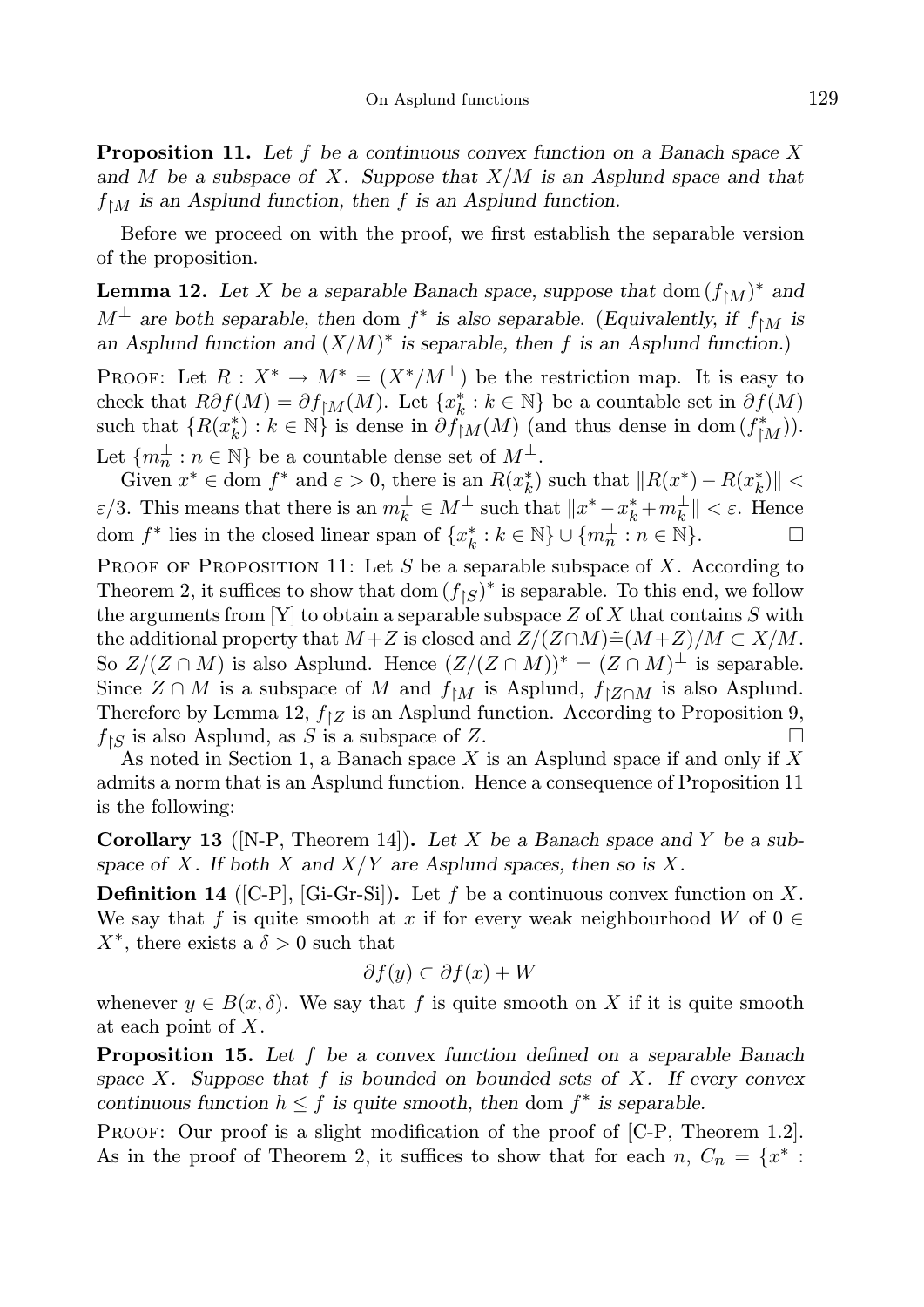**Proposition 11.** *Let $f$ be a continuous convex function on a Banach space $X$ and $M$ be a subspace of $X$. Suppose that $X/M$ is an Asplund space and that $f_{\restriction M}$ is an Asplund function, then $f$ is an Asplund function.*

Before we proceed on with the proof, we first establish the separable version of the proposition.

**Lemma 12.** *Let $X$ be a separable Banach space, suppose that* $\operatorname{dom}(f_{\restriction M})^*$ *and $M^\perp$ are both separable, then* $\operatorname{dom} f^*$ *is also separable. (Equivalently, if $f_{\restriction M}$ is an Asplund function and $(X/M)^*$ is separable, then $f$ is an Asplund function.)*

Proof: Let $R : X^* \to M^* = (X^*/M^\perp)$ be the restriction map. It is easy to check that $R\partial f(M) = \partial f_{\restriction M}(M)$. Let $\{x_k^* : k \in \mathbb{N}\}$ be a countable set in $\partial f(M)$ such that $\{R(x_k^*) : k \in \mathbb{N}\}$ is dense in $\partial f_{\restriction M}(M)$ (and thus dense in $\operatorname{dom}(f_{\restriction M}^*)$). Let $\{m_n^\perp : n \in \mathbb{N}\}$ be a countable dense set of $M^\perp$.

Given $x^* \in \operatorname{dom} f^*$ and $\varepsilon > 0$, there is an $R(x_k^*)$ such that $\|R(x^*) - R(x_k^*)\| < \varepsilon/3$. This means that there is an $m_k^\perp \in M^\perp$ such that $\|x^* - x_k^* + m_k^\perp\| < \varepsilon$. Hence $\operatorname{dom} f^*$ lies in the closed linear span of $\{x_k^* : k \in \mathbb{N}\} \cup \{m_n^\perp : n \in \mathbb{N}\}$. $\square$

Proof of Proposition 11: Let $S$ be a separable subspace of $X$. According to Theorem 2, it suffices to show that $\operatorname{dom}(f_{\restriction S})^*$ is separable. To this end, we follow the arguments from [Y] to obtain a separable subspace $Z$ of $X$ that contains $S$ with the additional property that $M+Z$ is closed and $Z/(Z\cap M) \tilde{=} (M+Z)/M \subset X/M$. So $Z/(Z \cap M)$ is also Asplund. Hence $(Z/(Z \cap M))^* = (Z \cap M)^\perp$ is separable. Since $Z \cap M$ is a subspace of $M$ and $f_{\restriction M}$ is Asplund, $f_{\restriction Z\cap M}$ is also Asplund. Therefore by Lemma 12, $f_{\restriction Z}$ is an Asplund function. According to Proposition 9, $f_{\restriction S}$ is also Asplund, as $S$ is a subspace of $Z$. $\square$

As noted in Section 1, a Banach space $X$ is an Asplund space if and only if $X$ admits a norm that is an Asplund function. Hence a consequence of Proposition 11 is the following:

**Corollary 13** ([N-P, Theorem 14])**.** *Let $X$ be a Banach space and $Y$ be a subspace of $X$. If both $X$ and $X/Y$ are Asplund spaces, then so is $X$.*

**Definition 14** ([C-P], [Gi-Gr-Si])**.** Let $f$ be a continuous convex function on $X$. We say that $f$ is quite smooth at $x$ if for every weak neighbourhood $W$ of $0 \in X^*$, there exists a $\delta > 0$ such that

$$\partial f(y) \subset \partial f(x) + W$$

whenever $y \in B(x, \delta)$. We say that $f$ is quite smooth on $X$ if it is quite smooth at each point of $X$.

**Proposition 15.** *Let $f$ be a convex function defined on a separable Banach space $X$. Suppose that $f$ is bounded on bounded sets of $X$. If every convex continuous function $h \leq f$ is quite smooth, then* $\operatorname{dom} f^*$ *is separable.*

Proof: Our proof is a slight modification of the proof of [C-P, Theorem 1.2]. As in the proof of Theorem 2, it suffices to show that for each $n$, $C_n = \{x^* :$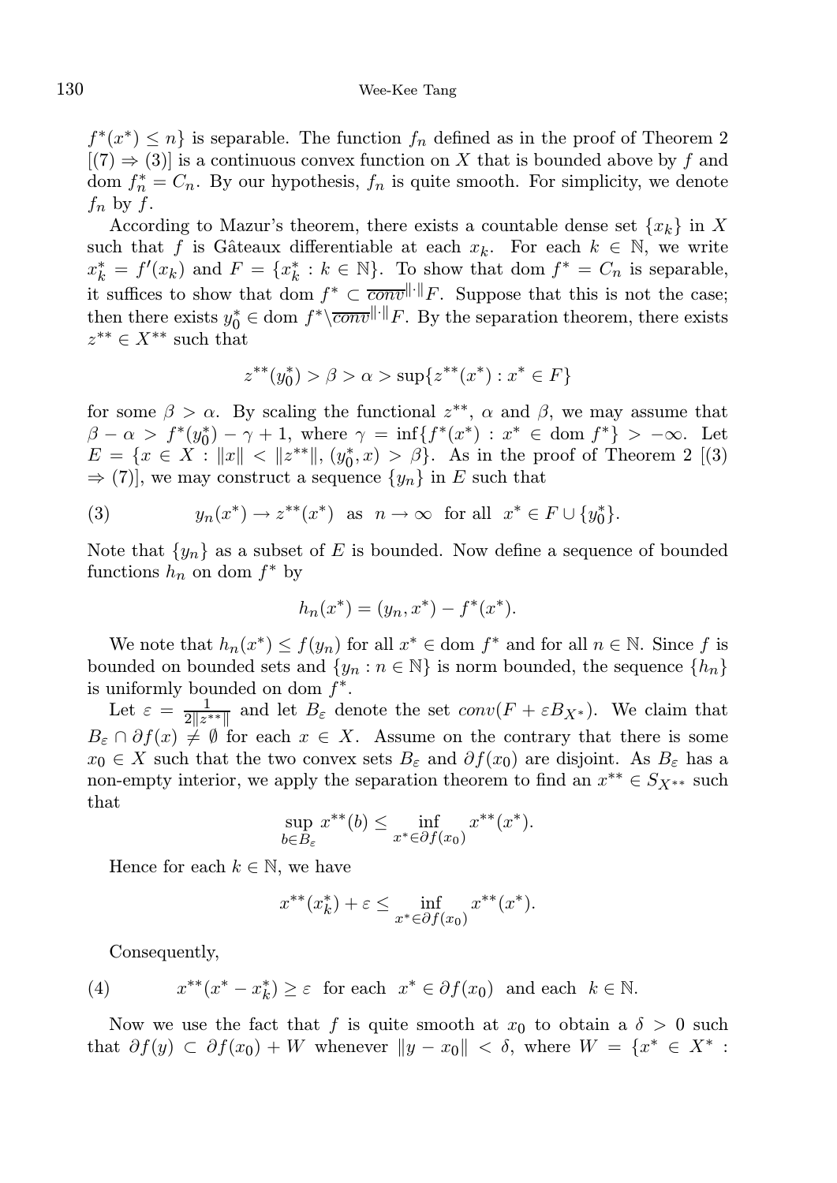$f^*(x^*) \leq n\}$ is separable. The function $f_n$ defined as in the proof of Theorem 2 $[(7) \Rightarrow (3)]$ is a continuous convex function on $X$ that is bounded above by $f$ and dom $f_n^* = C_n$. By our hypothesis, $f_n$ is quite smooth. For simplicity, we denote $f_n$ by $f$.

According to Mazur's theorem, there exists a countable dense set $\{x_k\}$ in $X$ such that $f$ is Gâteaux differentiable at each $x_k$. For each $k \in \mathbb{N}$, we write $x_k^* = f'(x_k)$ and $F = \{x_k^* : k \in \mathbb{N}\}$. To show that dom $f^* = C_n$ is separable, it suffices to show that dom $f^* \subset \overline{conv}^{\|\cdot\|}F$. Suppose that this is not the case; then there exists $y_0^* \in \text{dom } f^* \backslash \overline{conv}^{\|\cdot\|}F$. By the separation theorem, there exists $z^{**} \in X^{**}$ such that

$$z^{**}(y_0^*) > \beta > \alpha > \sup\{z^{**}(x^*) : x^* \in F\}$$

for some $\beta > \alpha$. By scaling the functional $z^{**}$, $\alpha$ and $\beta$, we may assume that $\beta - \alpha > f^*(y_0^*) - \gamma + 1$, where $\gamma = \inf\{f^*(x^*) : x^* \in \text{dom } f^*\} > -\infty$. Let $E = \{x \in X : \|x\| < \|z^{**}\|, (y_0^*, x) > \beta\}$. As in the proof of Theorem 2 $[(3) \Rightarrow (7)]$, we may construct a sequence $\{y_n\}$ in $E$ such that

$$y_n(x^*) \to z^{**}(x^*) \text{ as } n \to \infty \text{ for all } x^* \in F \cup \{y_0^*\}. \tag{3}$$

Note that $\{y_n\}$ as a subset of $E$ is bounded. Now define a sequence of bounded functions $h_n$ on dom $f^*$ by

$$h_n(x^*) = (y_n, x^*) - f^*(x^*).$$

We note that $h_n(x^*) \leq f(y_n)$ for all $x^* \in \text{dom } f^*$ and for all $n \in \mathbb{N}$. Since $f$ is bounded on bounded sets and $\{y_n : n \in \mathbb{N}\}$ is norm bounded, the sequence $\{h_n\}$ is uniformly bounded on dom $f^*$.

Let $\varepsilon = \frac{1}{2\|z^{**}\|}$ and let $B_\varepsilon$ denote the set $conv(F + \varepsilon B_{X^*})$. We claim that $B_\varepsilon \cap \partial f(x) \neq \emptyset$ for each $x \in X$. Assume on the contrary that there is some $x_0 \in X$ such that the two convex sets $B_\varepsilon$ and $\partial f(x_0)$ are disjoint. As $B_\varepsilon$ has a non-empty interior, we apply the separation theorem to find an $x^{**} \in S_{X^{**}}$ such that

$$\sup_{b \in B_\varepsilon} x^{**}(b) \leq \inf_{x^* \in \partial f(x_0)} x^{**}(x^*).$$

Hence for each $k \in \mathbb{N}$, we have

$$x^{**}(x_k^*) + \varepsilon \leq \inf_{x^* \in \partial f(x_0)} x^{**}(x^*).$$

Consequently,

$$x^{**}(x^* - x_k^*) \geq \varepsilon \text{ for each } x^* \in \partial f(x_0) \text{ and each } k \in \mathbb{N}. \tag{4}$$

Now we use the fact that $f$ is quite smooth at $x_0$ to obtain a $\delta > 0$ such that $\partial f(y) \subset \partial f(x_0) + W$ whenever $\|y - x_0\| < \delta$, where $W = \{x^* \in X^* :$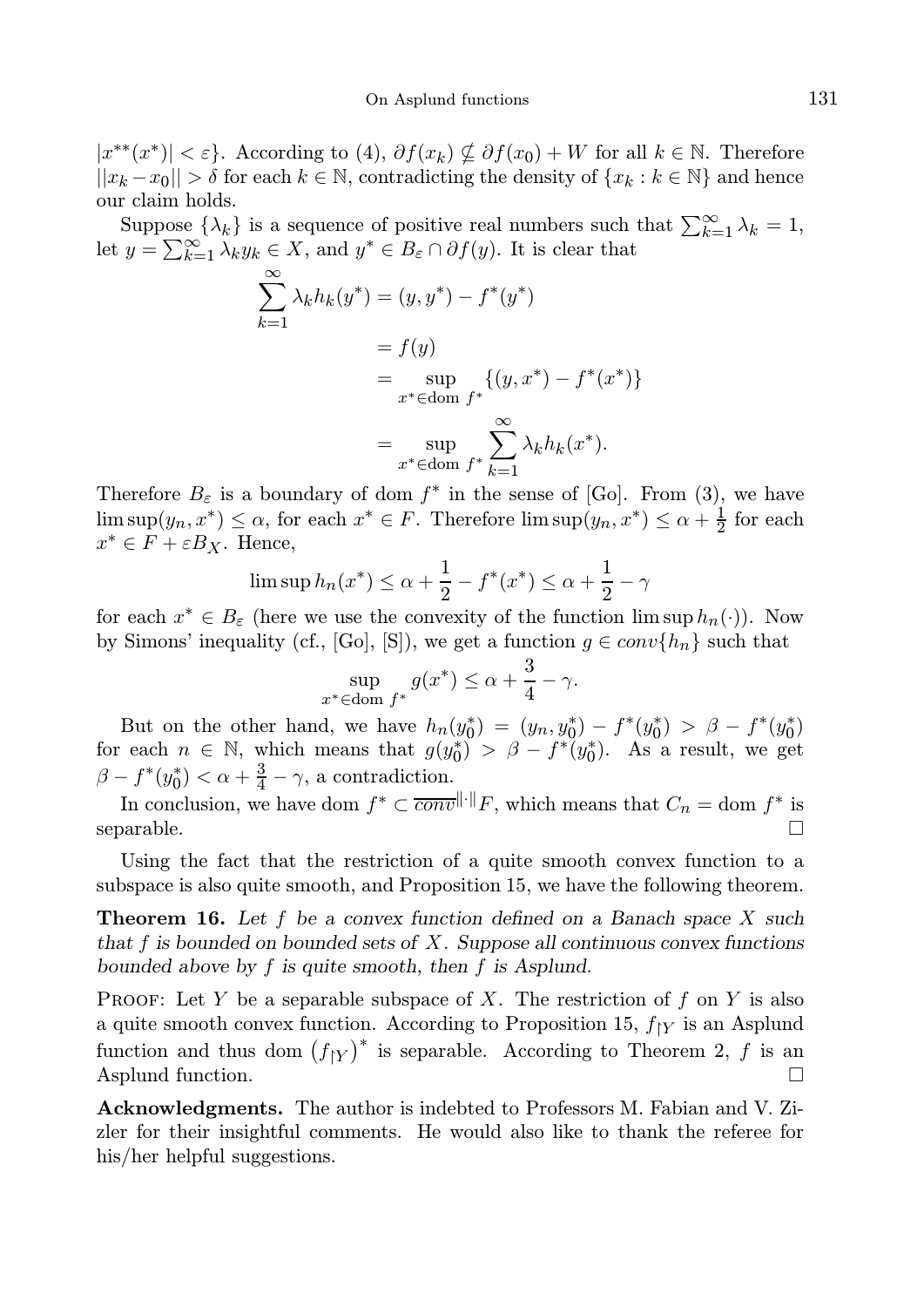$|x^{**}(x^*)| < \varepsilon\}$. According to (4), $\partial f(x_k) \nsubseteq \partial f(x_0) + W$ for all $k \in \mathbb{N}$. Therefore $\|x_k - x_0\| > \delta$ for each $k \in \mathbb{N}$, contradicting the density of $\{x_k : k \in \mathbb{N}\}$ and hence our claim holds.

Suppose $\{\lambda_k\}$ is a sequence of positive real numbers such that $\sum_{k=1}^{\infty} \lambda_k = 1$, let $y = \sum_{k=1}^{\infty} \lambda_k y_k \in X$, and $y^* \in B_\varepsilon \cap \partial f(y)$. It is clear that

$$
\begin{aligned}
\sum_{k=1}^{\infty} \lambda_k h_k(y^*) &= (y, y^*) - f^*(y^*) \\
&= f(y) \\
&= \sup_{x^* \in \operatorname{dom} f^*} \{(y, x^*) - f^*(x^*)\} \\
&= \sup_{x^* \in \operatorname{dom} f^*} \sum_{k=1}^{\infty} \lambda_k h_k(x^*).
\end{aligned}
$$

Therefore $B_\varepsilon$ is a boundary of dom $f^*$ in the sense of [Go]. From (3), we have $\limsup (y_n, x^*) \le \alpha$, for each $x^* \in F$. Therefore $\limsup (y_n, x^*) \le \alpha + \frac{1}{2}$ for each $x^* \in F + \varepsilon B_X$. Hence,

$$
\limsup h_n(x^*) \le \alpha + \frac{1}{2} - f^*(x^*) \le \alpha + \frac{1}{2} - \gamma
$$

for each $x^* \in B_\varepsilon$ (here we use the convexity of the function $\limsup h_n(\cdot)$). Now by Simons' inequality (cf., [Go], [S]), we get a function $g \in conv\{h_n\}$ such that

$$
\sup_{x^* \in \operatorname{dom} f^*} g(x^*) \le \alpha + \frac{3}{4} - \gamma.
$$

But on the other hand, we have $h_n(y_0^*) = (y_n, y_0^*) - f^*(y_0^*) > \beta - f^*(y_0^*)$ for each $n \in \mathbb{N}$, which means that $g(y_0^*) > \beta - f^*(y_0^*)$. As a result, we get $\beta - f^*(y_0^*) < \alpha + \frac{3}{4} - \gamma$, a contradiction.

In conclusion, we have dom $f^* \subset \overline{conv}^{\|\cdot\|} F$, which means that $C_n =$ dom $f^*$ is separable. $\square$

Using the fact that the restriction of a quite smooth convex function to a subspace is also quite smooth, and Proposition 15, we have the following theorem.

**Theorem 16.** *Let $f$ be a convex function defined on a Banach space $X$ such that $f$ is bounded on bounded sets of $X$. Suppose all continuous convex functions bounded above by $f$ is quite smooth, then $f$ is Asplund.*

Proof: Let $Y$ be a separable subspace of $X$. The restriction of $f$ on $Y$ is also a quite smooth convex function. According to Proposition 15, $f_{\restriction Y}$ is an Asplund function and thus dom $\left(f_{\restriction Y}\right)^*$ is separable. According to Theorem 2, $f$ is an Asplund function. $\square$

**Acknowledgments.** The author is indebted to Professors M. Fabian and V. Zizler for their insightful comments. He would also like to thank the referee for his/her helpful suggestions.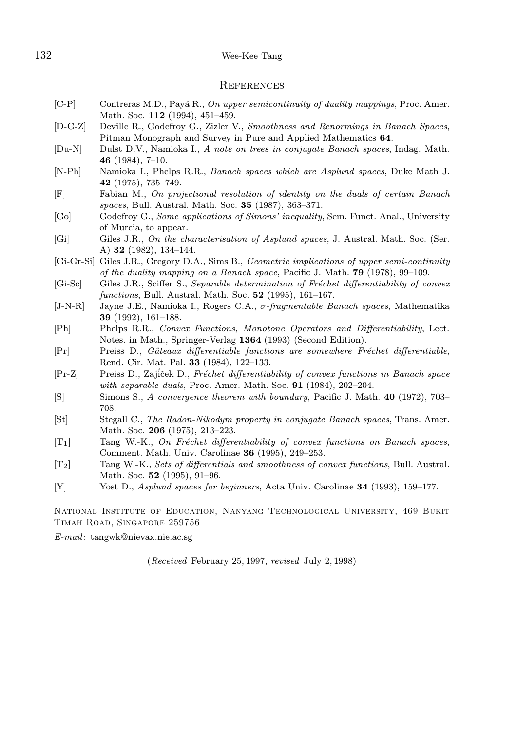## References

[C-P] Contreras M.D., Payá R., *On upper semicontinuity of duality mappings*, Proc. Amer. Math. Soc. **112** (1994), 451–459.

[D-G-Z] Deville R., Godefroy G., Zizler V., *Smoothness and Renormings in Banach Spaces*, Pitman Monograph and Survey in Pure and Applied Mathematics **64**.

[Du-N] Dulst D.V., Namioka I., *A note on trees in conjugate Banach spaces*, Indag. Math. **46** (1984), 7–10.

[N-Ph] Namioka I., Phelps R.R., *Banach spaces which are Asplund spaces*, Duke Math J. **42** (1975), 735–749.

[F] Fabian M., *On projectional resolution of identity on the duals of certain Banach spaces*, Bull. Austral. Math. Soc. **35** (1987), 363–371.

[Go] Godefroy G., *Some applications of Simons' inequality*, Sem. Funct. Anal., University of Murcia, to appear.

[Gi] Giles J.R., *On the characterisation of Asplund spaces*, J. Austral. Math. Soc. (Ser. A) **32** (1982), 134–144.

[Gi-Gr-Si] Giles J.R., Gregory D.A., Sims B., *Geometric implications of upper semi-continuity of the duality mapping on a Banach space*, Pacific J. Math. **79** (1978), 99–109.

[Gi-Sc] Giles J.R., Sciffer S., *Separable determination of Fréchet differentiability of convex functions*, Bull. Austral. Math. Soc. **52** (1995), 161–167.

[J-N-R] Jayne J.E., Namioka I., Rogers C.A., *$\sigma$-fragmentable Banach spaces*, Mathematika **39** (1992), 161–188.

[Ph] Phelps R.R., *Convex Functions, Monotone Operators and Differentiability*, Lect. Notes. in Math., Springer-Verlag **1364** (1993) (Second Edition).

[Pr] Preiss D., *Gâteaux differentiable functions are somewhere Fréchet differentiable*, Rend. Cir. Mat. Pal. **33** (1984), 122–133.

[Pr-Z] Preiss D., Zajíček D., *Fréchet differentiability of convex functions in Banach space with separable duals*, Proc. Amer. Math. Soc. **91** (1984), 202–204.

[S] Simons S., *A convergence theorem with boundary*, Pacific J. Math. **40** (1972), 703–708.

[St] Stegall C., *The Radon-Nikodym property in conjugate Banach spaces*, Trans. Amer. Math. Soc. **206** (1975), 213–223.

[$T_1$] Tang W.-K., *On Fréchet differentiability of convex functions on Banach spaces*, Comment. Math. Univ. Carolinae **36** (1995), 249–253.

[$T_2$] Tang W.-K., *Sets of differentials and smoothness of convex functions*, Bull. Austral. Math. Soc. **52** (1995), 91–96.

[Y] Yost D., *Asplund spaces for beginners*, Acta Univ. Carolinae **34** (1993), 159–177.

National Institute of Education, Nanyang Technological University, 469 Bukit Timah Road, Singapore 259756

*E-mail*: tangwk@nievax.nie.ac.sg

(*Received* February 25, 1997, *revised* July 2, 1998)